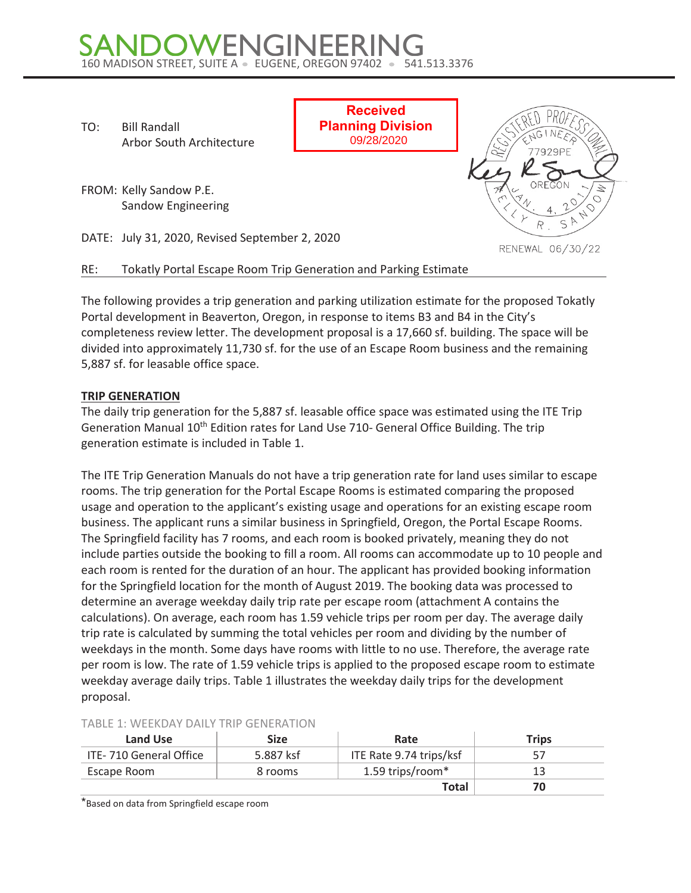# SANDOWENGINEERING

160 MADISON STREET, SUITE A • EUGENE, OREGON 97402 • 541.513.3376

**Received**
**Planning Division**
09/28/2020

REGISTERED PROFESSIONAL ENGINEER
77929PE
OREGON
JAN. 4, 2011
KELLY R. SANDOW
RENEWAL 06/30/22

TO: Bill Randall
Arbor South Architecture

FROM: Kelly Sandow P.E.
Sandow Engineering

DATE: July 31, 2020, Revised September 2, 2020

RE: Tokatly Portal Escape Room Trip Generation and Parking Estimate

The following provides a trip generation and parking utilization estimate for the proposed Tokatly Portal development in Beaverton, Oregon, in response to items B3 and B4 in the City's completeness review letter. The development proposal is a 17,660 sf. building. The space will be divided into approximately 11,730 sf. for the use of an Escape Room business and the remaining 5,887 sf. for leasable office space.

## TRIP GENERATION

The daily trip generation for the 5,887 sf. leasable office space was estimated using the ITE Trip Generation Manual 10th Edition rates for Land Use 710- General Office Building. The trip generation estimate is included in Table 1.

The ITE Trip Generation Manuals do not have a trip generation rate for land uses similar to escape rooms. The trip generation for the Portal Escape Rooms is estimated comparing the proposed usage and operation to the applicant's existing usage and operations for an existing escape room business. The applicant runs a similar business in Springfield, Oregon, the Portal Escape Rooms. The Springfield facility has 7 rooms, and each room is booked privately, meaning they do not include parties outside the booking to fill a room. All rooms can accommodate up to 10 people and each room is rented for the duration of an hour. The applicant has provided booking information for the Springfield location for the month of August 2019. The booking data was processed to determine an average weekday daily trip rate per escape room (attachment A contains the calculations). On average, each room has 1.59 vehicle trips per room per day. The average daily trip rate is calculated by summing the total vehicles per room and dividing by the number of weekdays in the month. Some days have rooms with little to no use. Therefore, the average rate per room is low. The rate of 1.59 vehicle trips is applied to the proposed escape room to estimate weekday average daily trips. Table 1 illustrates the weekday daily trips for the development proposal.

TABLE 1: WEEKDAY DAILY TRIP GENERATION

| Land Use | Size | Rate | Trips |
|---|---|---|---|
| ITE- 710 General Office | 5.887 ksf | ITE Rate 9.74 trips/ksf | 57 |
| Escape Room | 8 rooms | 1.59 trips/room* | 13 |
| | | **Total** | **70** |

*Based on data from Springfield escape room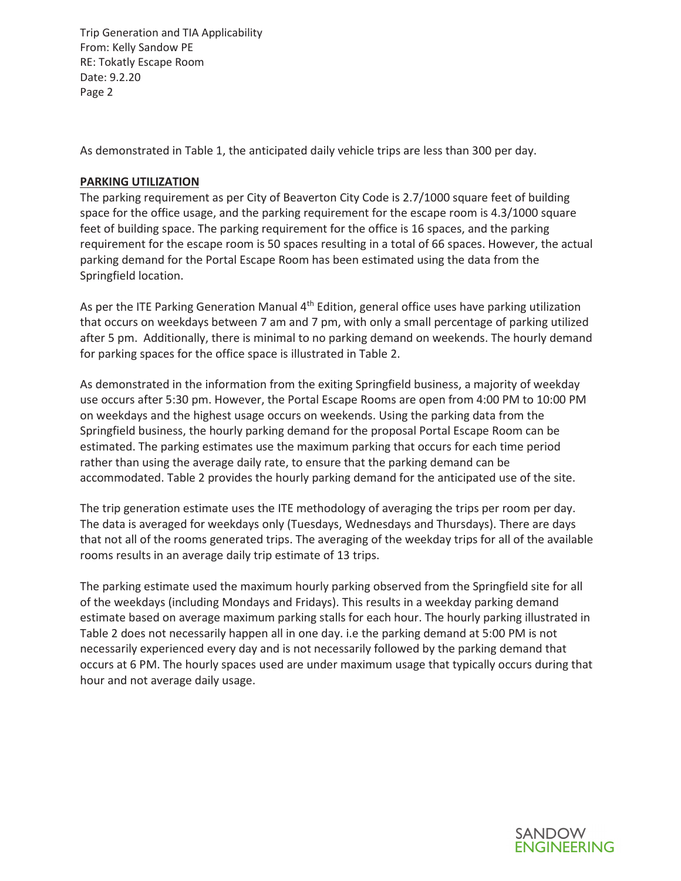As demonstrated in Table 1, the anticipated daily vehicle trips are less than 300 per day.

**PARKING UTILIZATION**

The parking requirement as per City of Beaverton City Code is 2.7/1000 square feet of building space for the office usage, and the parking requirement for the escape room is 4.3/1000 square feet of building space. The parking requirement for the office is 16 spaces, and the parking requirement for the escape room is 50 spaces resulting in a total of 66 spaces. However, the actual parking demand for the Portal Escape Room has been estimated using the data from the Springfield location.

As per the ITE Parking Generation Manual 4th Edition, general office uses have parking utilization that occurs on weekdays between 7 am and 7 pm, with only a small percentage of parking utilized after 5 pm. Additionally, there is minimal to no parking demand on weekends. The hourly demand for parking spaces for the office space is illustrated in Table 2.

As demonstrated in the information from the exiting Springfield business, a majority of weekday use occurs after 5:30 pm. However, the Portal Escape Rooms are open from 4:00 PM to 10:00 PM on weekdays and the highest usage occurs on weekends. Using the parking data from the Springfield business, the hourly parking demand for the proposal Portal Escape Room can be estimated. The parking estimates use the maximum parking that occurs for each time period rather than using the average daily rate, to ensure that the parking demand can be accommodated. Table 2 provides the hourly parking demand for the anticipated use of the site.

The trip generation estimate uses the ITE methodology of averaging the trips per room per day. The data is averaged for weekdays only (Tuesdays, Wednesdays and Thursdays). There are days that not all of the rooms generated trips. The averaging of the weekday trips for all of the available rooms results in an average daily trip estimate of 13 trips.

The parking estimate used the maximum hourly parking observed from the Springfield site for all of the weekdays (including Mondays and Fridays). This results in a weekday parking demand estimate based on average maximum parking stalls for each hour. The hourly parking illustrated in Table 2 does not necessarily happen all in one day. i.e the parking demand at 5:00 PM is not necessarily experienced every day and is not necessarily followed by the parking demand that occurs at 6 PM. The hourly spaces used are under maximum usage that typically occurs during that hour and not average daily usage.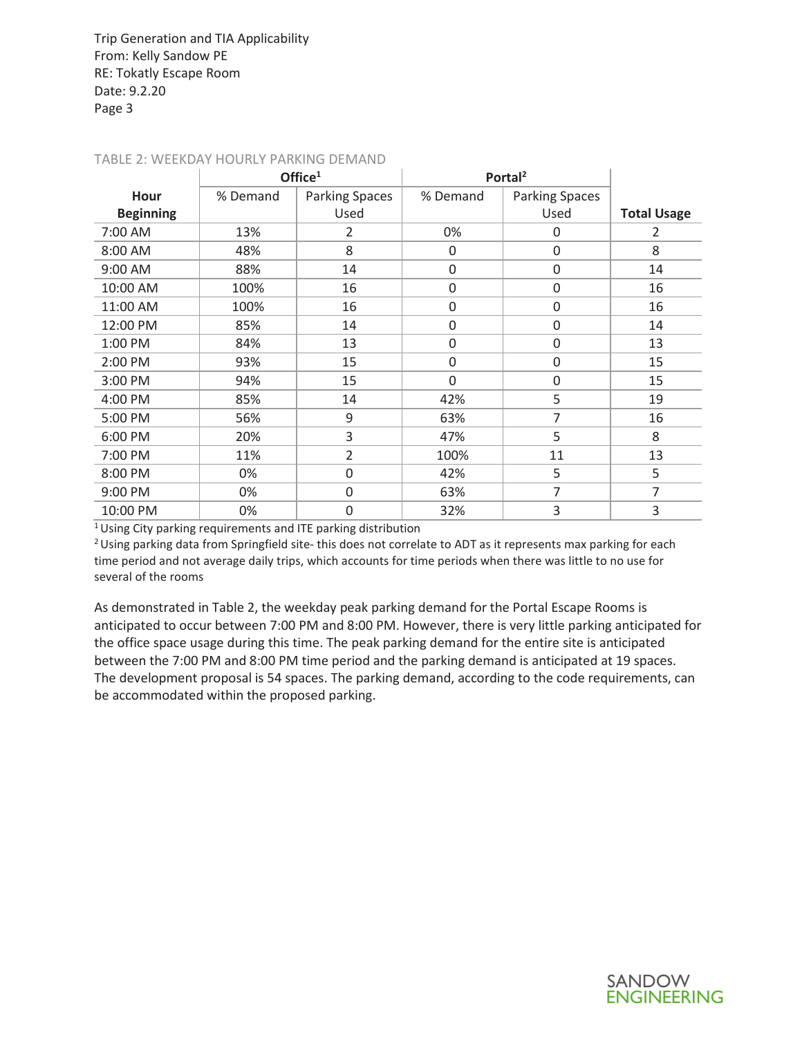Trip Generation and TIA Applicability
From: Kelly Sandow PE
RE: Tokatly Escape Room
Date: 9.2.20

TABLE 2: WEEKDAY HOURLY PARKING DEMAND

| | Office[1] | | Portal[2] | | |
|---|---|---|---|---|---|
| **Hour Beginning** | % Demand | Parking Spaces Used | % Demand | Parking Spaces Used | **Total Usage** |
| 7:00 AM | 13% | 2 | 0% | 0 | 2 |
| 8:00 AM | 48% | 8 | 0 | 0 | 8 |
| 9:00 AM | 88% | 14 | 0 | 0 | 14 |
| 10:00 AM | 100% | 16 | 0 | 0 | 16 |
| 11:00 AM | 100% | 16 | 0 | 0 | 16 |
| 12:00 PM | 85% | 14 | 0 | 0 | 14 |
| 1:00 PM | 84% | 13 | 0 | 0 | 13 |
| 2:00 PM | 93% | 15 | 0 | 0 | 15 |
| 3:00 PM | 94% | 15 | 0 | 0 | 15 |
| 4:00 PM | 85% | 14 | 42% | 5 | 19 |
| 5:00 PM | 56% | 9 | 63% | 7 | 16 |
| 6:00 PM | 20% | 3 | 47% | 5 | 8 |
| 7:00 PM | 11% | 2 | 100% | 11 | 13 |
| 8:00 PM | 0% | 0 | 42% | 5 | 5 |
| 9:00 PM | 0% | 0 | 63% | 7 | 7 |
| 10:00 PM | 0% | 0 | 32% | 3 | 3 |

[1] Using City parking requirements and ITE parking distribution
[2] Using parking data from Springfield site- this does not correlate to ADT as it represents max parking for each time period and not average daily trips, which accounts for time periods when there was little to no use for several of the rooms

As demonstrated in Table 2, the weekday peak parking demand for the Portal Escape Rooms is anticipated to occur between 7:00 PM and 8:00 PM. However, there is very little parking anticipated for the office space usage during this time. The peak parking demand for the entire site is anticipated between the 7:00 PM and 8:00 PM time period and the parking demand is anticipated at 19 spaces. The development proposal is 54 spaces. The parking demand, according to the code requirements, can be accommodated within the proposed parking.